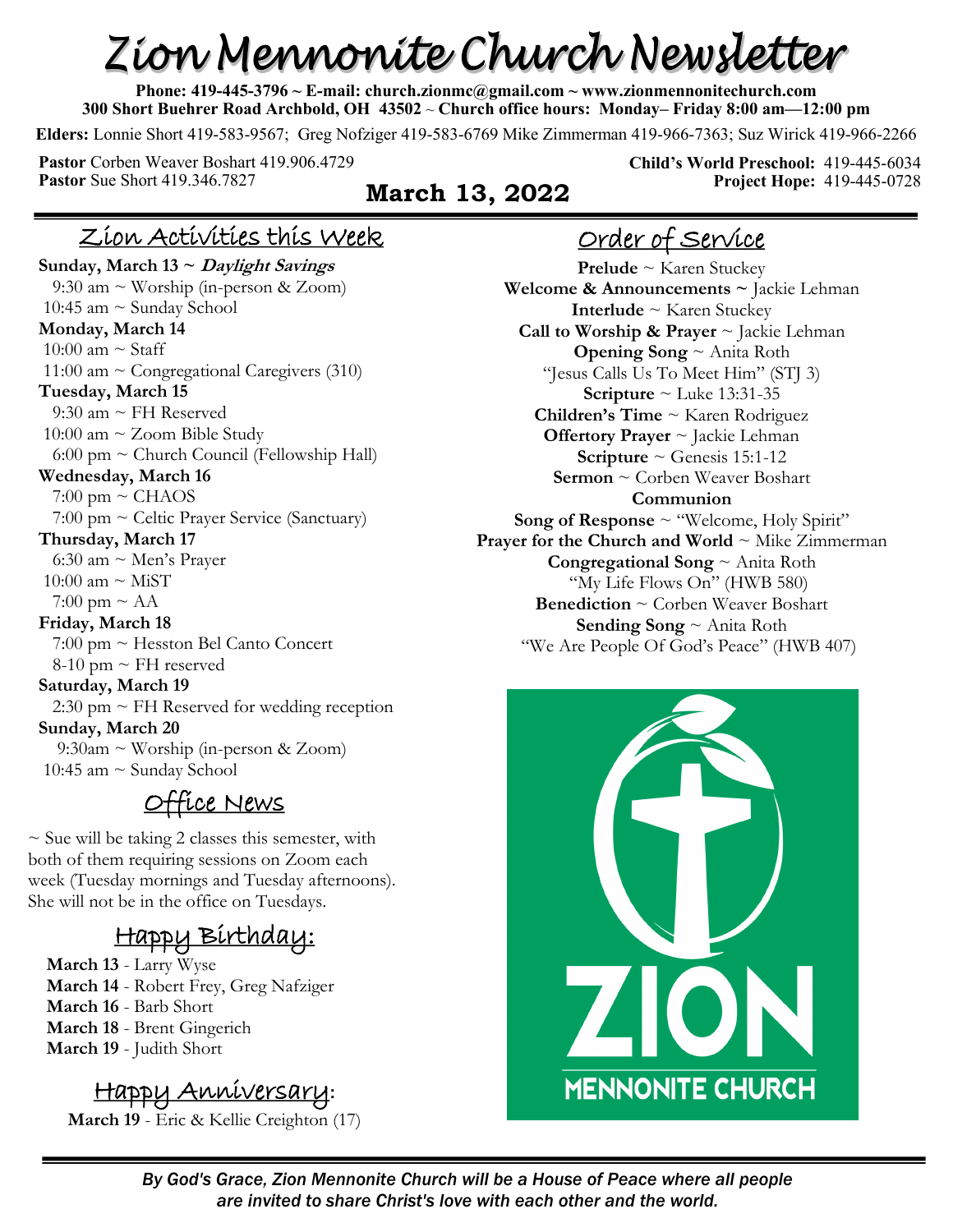# Zion Mennonite Church Newsletter

**Phone: 419-445-3796 ~ E-mail: church.zionmc@gmail.com ~ www.zionmennonitechurch.com**
**300 Short Buehrer Road Archbold, OH 43502 ~ Church office hours: Monday– Friday 8:00 am—12:00 pm**

**Elders:** Lonnie Short 419-583-9567; Greg Nofziger 419-583-6769 Mike Zimmerman 419-966-7363; Suz Wirick 419-966-2266

**Pastor** Corben Weaver Boshart 419.906.4729
**Pastor** Sue Short 419.346.7827

**Child's World Preschool:** 419-445-6034
**Project Hope:** 419-445-0728

## March 13, 2022

## Zion Activities this Week

**Sunday, March 13 ~ *Daylight Savings***
9:30 am ~ Worship (in-person & Zoom)
10:45 am ~ Sunday School

**Monday, March 14**
10:00 am ~ Staff
11:00 am ~ Congregational Caregivers (310)

**Tuesday, March 15**
9:30 am ~ FH Reserved
10:00 am ~ Zoom Bible Study
6:00 pm ~ Church Council (Fellowship Hall)

**Wednesday, March 16**
7:00 pm ~ CHAOS
7:00 pm ~ Celtic Prayer Service (Sanctuary)

**Thursday, March 17**
6:30 am ~ Men's Prayer
10:00 am ~ MiST
7:00 pm ~ AA

**Friday, March 18**
7:00 pm ~ Hesston Bel Canto Concert
8-10 pm ~ FH reserved

**Saturday, March 19**
2:30 pm ~ FH Reserved for wedding reception

**Sunday, March 20**
9:30am ~ Worship (in-person & Zoom)
10:45 am ~ Sunday School

## Office News

~ Sue will be taking 2 classes this semester, with both of them requiring sessions on Zoom each week (Tuesday mornings and Tuesday afternoons). She will not be in the office on Tuesdays.

## Happy Birthday:

**March 13** - Larry Wyse
**March 14** - Robert Frey, Greg Nafziger
**March 16** - Barb Short
**March 18** - Brent Gingerich
**March 19** - Judith Short

## Happy Anniversary:

**March 19** - Eric & Kellie Creighton (17)

## Order of Service

**Prelude** ~ Karen Stuckey
**Welcome & Announcements ~** Jackie Lehman
**Interlude** ~ Karen Stuckey
**Call to Worship & Prayer** ~ Jackie Lehman
**Opening Song** ~ Anita Roth
"Jesus Calls Us To Meet Him" (STJ 3)
**Scripture** ~ Luke 13:31-35
**Children's Time** ~ Karen Rodriguez
**Offertory Prayer** ~ Jackie Lehman
**Scripture** ~ Genesis 15:1-12
**Sermon** ~ Corben Weaver Boshart
**Communion**
**Song of Response** ~ "Welcome, Holy Spirit"
**Prayer for the Church and World** ~ Mike Zimmerman
**Congregational Song** ~ Anita Roth
"My Life Flows On" (HWB 580)
**Benediction** ~ Corben Weaver Boshart
**Sending Song** ~ Anita Roth
"We Are People Of God's Peace" (HWB 407)

*By God's Grace, Zion Mennonite Church will be a House of Peace where all people are invited to share Christ's love with each other and the world.*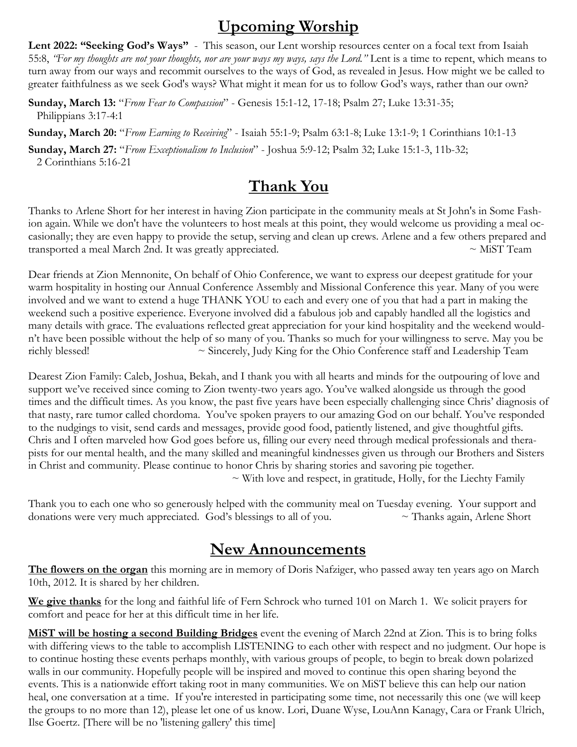## Upcoming Worship

**Lent 2022: "Seeking God's Ways"** - This season, our Lent worship resources center on a focal text from Isaiah 55:8, *"For my thoughts are not your thoughts, nor are your ways my ways, says the Lord."* Lent is a time to repent, which means to turn away from our ways and recommit ourselves to the ways of God, as revealed in Jesus. How might we be called to greater faithfulness as we seek God's ways? What might it mean for us to follow God's ways, rather than our own?

**Sunday, March 13:** "*From Fear to Compassion*" - Genesis 15:1-12, 17-18; Psalm 27; Luke 13:31-35; Philippians 3:17-4:1

**Sunday, March 20:** "*From Earning to Receiving*" - Isaiah 55:1-9; Psalm 63:1-8; Luke 13:1-9; 1 Corinthians 10:1-13

**Sunday, March 27:** "*From Exceptionalism to Inclusion*" - Joshua 5:9-12; Psalm 32; Luke 15:1-3, 11b-32; 2 Corinthians 5:16-21

## Thank You

Thanks to Arlene Short for her interest in having Zion participate in the community meals at St John's in Some Fashion again. While we don't have the volunteers to host meals at this point, they would welcome us providing a meal occasionally; they are even happy to provide the setup, serving and clean up crews. Arlene and a few others prepared and transported a meal March 2nd. It was greatly appreciated. ~ MiST Team

Dear friends at Zion Mennonite, On behalf of Ohio Conference, we want to express our deepest gratitude for your warm hospitality in hosting our Annual Conference Assembly and Missional Conference this year. Many of you were involved and we want to extend a huge THANK YOU to each and every one of you that had a part in making the weekend such a positive experience. Everyone involved did a fabulous job and capably handled all the logistics and many details with grace. The evaluations reflected great appreciation for your kind hospitality and the weekend wouldn't have been possible without the help of so many of you. Thanks so much for your willingness to serve. May you be richly blessed! ~ Sincerely, Judy King for the Ohio Conference staff and Leadership Team

Dearest Zion Family: Caleb, Joshua, Bekah, and I thank you with all hearts and minds for the outpouring of love and support we've received since coming to Zion twenty-two years ago. You've walked alongside us through the good times and the difficult times. As you know, the past five years have been especially challenging since Chris' diagnosis of that nasty, rare tumor called chordoma. You've spoken prayers to our amazing God on our behalf. You've responded to the nudgings to visit, send cards and messages, provide good food, patiently listened, and give thoughtful gifts. Chris and I often marveled how God goes before us, filling our every need through medical professionals and therapists for our mental health, and the many skilled and meaningful kindnesses given us through our Brothers and Sisters in Christ and community. Please continue to honor Chris by sharing stories and savoring pie together.
~ With love and respect, in gratitude, Holly, for the Liechty Family

Thank you to each one who so generously helped with the community meal on Tuesday evening. Your support and donations were very much appreciated. God's blessings to all of you. ~ Thanks again, Arlene Short

## New Announcements

**The flowers on the organ** this morning are in memory of Doris Nafziger, who passed away ten years ago on March 10th, 2012. It is shared by her children.

**We give thanks** for the long and faithful life of Fern Schrock who turned 101 on March 1. We solicit prayers for comfort and peace for her at this difficult time in her life.

**MiST will be hosting a second Building Bridges** event the evening of March 22nd at Zion. This is to bring folks with differing views to the table to accomplish LISTENING to each other with respect and no judgment. Our hope is to continue hosting these events perhaps monthly, with various groups of people, to begin to break down polarized walls in our community. Hopefully people will be inspired and moved to continue this open sharing beyond the events. This is a nationwide effort taking root in many communities. We on MiST believe this can help our nation heal, one conversation at a time. If you're interested in participating some time, not necessarily this one (we will keep the groups to no more than 12), please let one of us know. Lori, Duane Wyse, LouAnn Kanagy, Cara or Frank Ulrich, Ilse Goertz. [There will be no 'listening gallery' this time]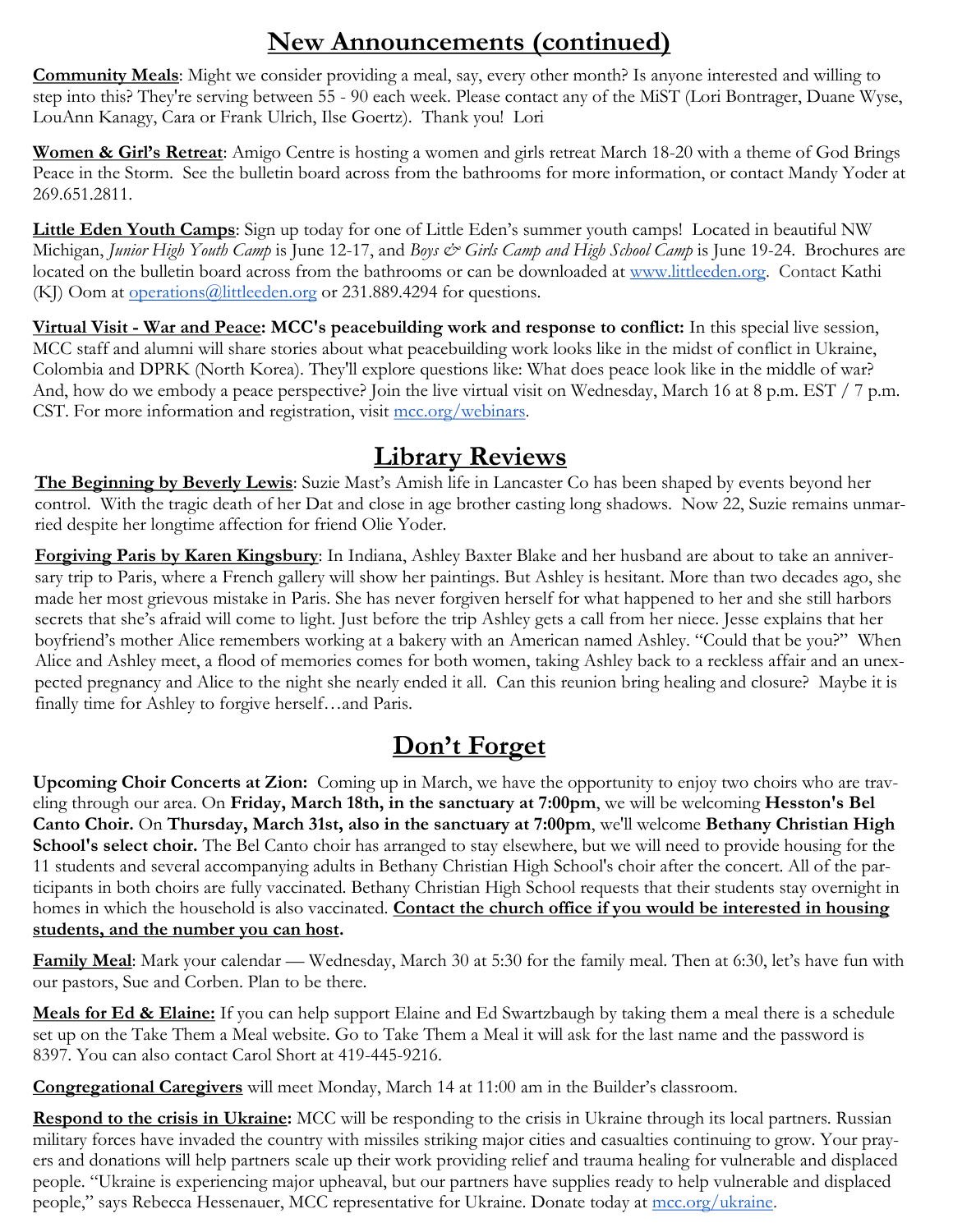# New Announcements (continued)

**Community Meals**: Might we consider providing a meal, say, every other month? Is anyone interested and willing to step into this? They're serving between 55 - 90 each week. Please contact any of the MiST (Lori Bontrager, Duane Wyse, LouAnn Kanagy, Cara or Frank Ulrich, Ilse Goertz). Thank you! Lori

**Women & Girl's Retreat**: Amigo Centre is hosting a women and girls retreat March 18-20 with a theme of God Brings Peace in the Storm. See the bulletin board across from the bathrooms for more information, or contact Mandy Yoder at 269.651.2811.

**Little Eden Youth Camps**: Sign up today for one of Little Eden's summer youth camps! Located in beautiful NW Michigan, *Junior High Youth Camp* is June 12-17, and *Boys & Girls Camp and High School Camp* is June 19-24. Brochures are located on the bulletin board across from the bathrooms or can be downloaded at www.littleeden.org. Contact Kathi (KJ) Oom at operations@littleeden.org or 231.889.4294 for questions.

**Virtual Visit - War and Peace: MCC's peacebuilding work and response to conflict:** In this special live session, MCC staff and alumni will share stories about what peacebuilding work looks like in the midst of conflict in Ukraine, Colombia and DPRK (North Korea). They'll explore questions like: What does peace look like in the middle of war? And, how do we embody a peace perspective? Join the live virtual visit on Wednesday, March 16 at 8 p.m. EST / 7 p.m. CST. For more information and registration, visit mcc.org/webinars.

# Library Reviews

**The Beginning by Beverly Lewis**: Suzie Mast's Amish life in Lancaster Co has been shaped by events beyond her control. With the tragic death of her Dat and close in age brother casting long shadows. Now 22, Suzie remains unmarried despite her longtime affection for friend Olie Yoder.

**Forgiving Paris by Karen Kingsbury**: In Indiana, Ashley Baxter Blake and her husband are about to take an anniversary trip to Paris, where a French gallery will show her paintings. But Ashley is hesitant. More than two decades ago, she made her most grievous mistake in Paris. She has never forgiven herself for what happened to her and she still harbors secrets that she's afraid will come to light. Just before the trip Ashley gets a call from her niece. Jesse explains that her boyfriend's mother Alice remembers working at a bakery with an American named Ashley. "Could that be you?" When Alice and Ashley meet, a flood of memories comes for both women, taking Ashley back to a reckless affair and an unexpected pregnancy and Alice to the night she nearly ended it all. Can this reunion bring healing and closure? Maybe it is finally time for Ashley to forgive herself…and Paris.

# Don't Forget

**Upcoming Choir Concerts at Zion:** Coming up in March, we have the opportunity to enjoy two choirs who are traveling through our area. On **Friday, March 18th, in the sanctuary at 7:00pm**, we will be welcoming **Hesston's Bel Canto Choir.** On **Thursday, March 31st, also in the sanctuary at 7:00pm**, we'll welcome **Bethany Christian High School's select choir.** The Bel Canto choir has arranged to stay elsewhere, but we will need to provide housing for the 11 students and several accompanying adults in Bethany Christian High School's choir after the concert. All of the participants in both choirs are fully vaccinated. Bethany Christian High School requests that their students stay overnight in homes in which the household is also vaccinated. **Contact the church office if you would be interested in housing students, and the number you can host.**

**Family Meal**: Mark your calendar — Wednesday, March 30 at 5:30 for the family meal. Then at 6:30, let's have fun with our pastors, Sue and Corben. Plan to be there.

**Meals for Ed & Elaine:** If you can help support Elaine and Ed Swartzbaugh by taking them a meal there is a schedule set up on the Take Them a Meal website. Go to Take Them a Meal it will ask for the last name and the password is 8397. You can also contact Carol Short at 419-445-9216.

**Congregational Caregivers** will meet Monday, March 14 at 11:00 am in the Builder's classroom.

**Respond to the crisis in Ukraine:** MCC will be responding to the crisis in Ukraine through its local partners. Russian military forces have invaded the country with missiles striking major cities and casualties continuing to grow. Your prayers and donations will help partners scale up their work providing relief and trauma healing for vulnerable and displaced people. "Ukraine is experiencing major upheaval, but our partners have supplies ready to help vulnerable and displaced people," says Rebecca Hessenauer, MCC representative for Ukraine. Donate today at mcc.org/ukraine.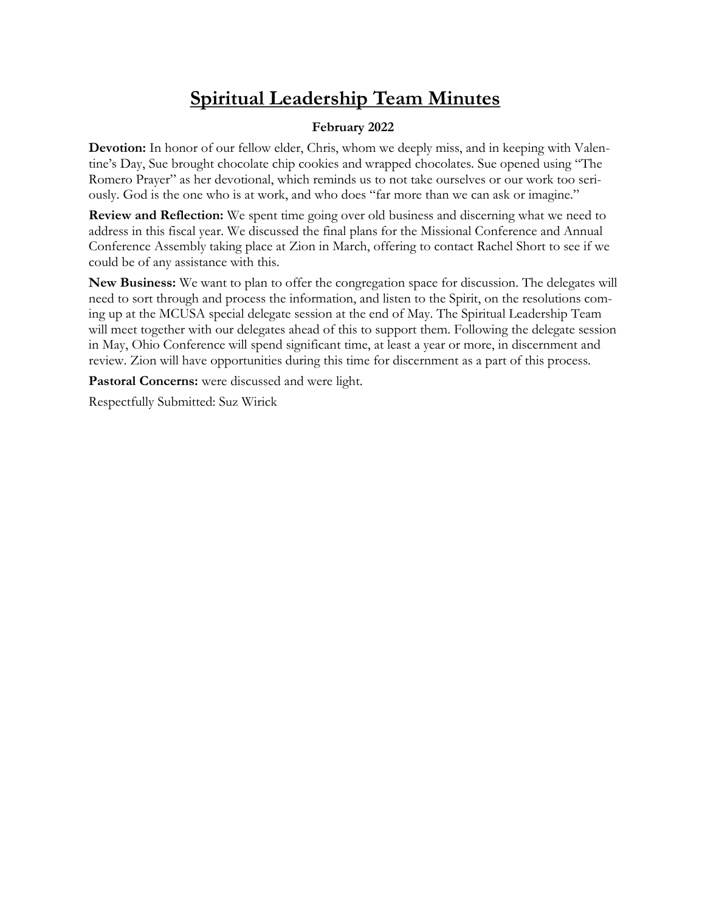# Spiritual Leadership Team Minutes

**February 2022**

**Devotion:** In honor of our fellow elder, Chris, whom we deeply miss, and in keeping with Valentine's Day, Sue brought chocolate chip cookies and wrapped chocolates. Sue opened using "The Romero Prayer" as her devotional, which reminds us to not take ourselves or our work too seriously. God is the one who is at work, and who does "far more than we can ask or imagine."

**Review and Reflection:** We spent time going over old business and discerning what we need to address in this fiscal year. We discussed the final plans for the Missional Conference and Annual Conference Assembly taking place at Zion in March, offering to contact Rachel Short to see if we could be of any assistance with this.

**New Business:** We want to plan to offer the congregation space for discussion. The delegates will need to sort through and process the information, and listen to the Spirit, on the resolutions coming up at the MCUSA special delegate session at the end of May. The Spiritual Leadership Team will meet together with our delegates ahead of this to support them. Following the delegate session in May, Ohio Conference will spend significant time, at least a year or more, in discernment and review. Zion will have opportunities during this time for discernment as a part of this process.

**Pastoral Concerns:** were discussed and were light.

Respectfully Submitted: Suz Wirick